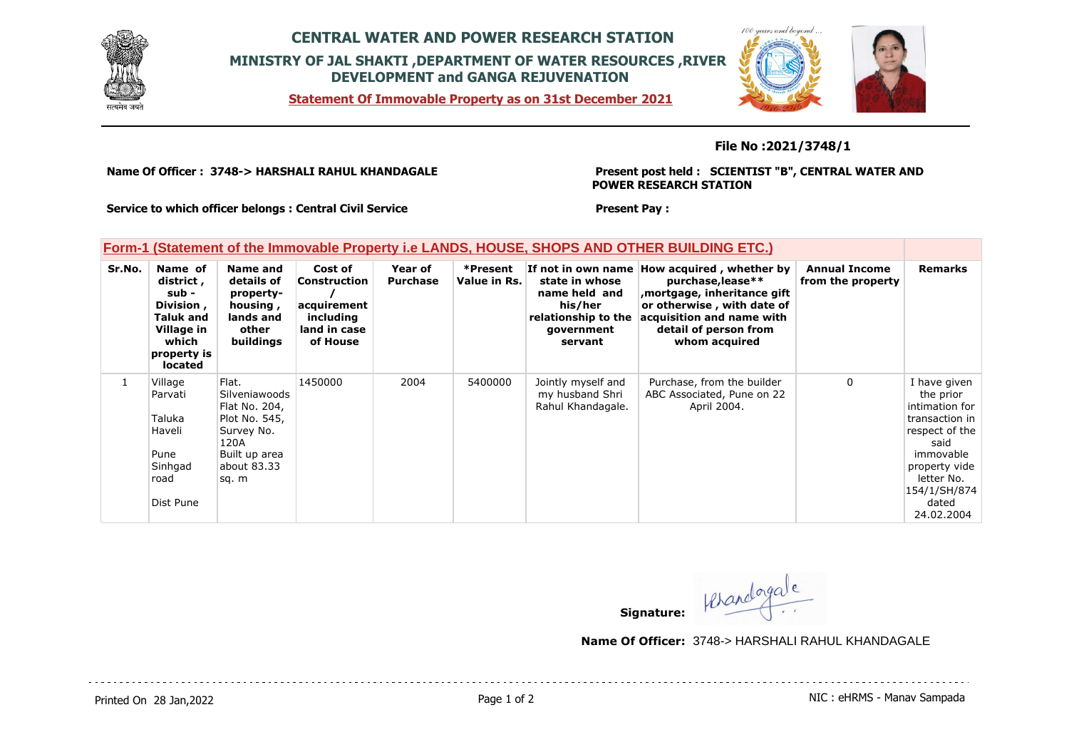# CENTRAL WATER AND POWER RESEARCH STATION

## MINISTRY OF JAL SHAKTI ,DEPARTMENT OF WATER RESOURCES ,RIVER DEVELOPMENT and GANGA REJUVENATION

**Statement Of Immovable Property as on 31st December 2021**

**File No :2021/3748/1**

**Name Of Officer : 3748-> HARSHALI RAHUL KHANDAGALE**

**Present post held : SCIENTIST "B", CENTRAL WATER AND POWER RESEARCH STATION**

**Service to which officer belongs : Central Civil Service**

**Present Pay :**

## Form-1 (Statement of the Immovable Property i.e LANDS, HOUSE, SHOPS AND OTHER BUILDING ETC.)

| Sr.No. | Name of district , sub - Division , Taluk and Village in which property is located | Name and details of property-housing , lands and other buildings | Cost of Construction / acquirement including land in case of House | Year of Purchase | *Present Value in Rs. | If not in own name state in whose name held and his/her relationship to the government servant | How acquired , whether by purchase,lease** ,mortgage, inheritance gift or otherwise , with date of acquisition and name with detail of person from whom acquired | Annual Income from the property | Remarks |
|---|---|---|---|---|---|---|---|---|---|
| 1 | Village Parvati Taluka Haveli Pune Sinhgad road Dist Pune | Flat. Silveniawoods Flat No. 204, Plot No. 545, Survey No. 120A Built up area about 83.33 sq. m | 1450000 | 2004 | 5400000 | Jointly myself and my husband Shri Rahul Khandagale. | Purchase, from the builder ABC Associated, Pune on 22 April 2004. | 0 | I have given the prior intimation for transaction in respect of the said immovable property vide letter No. 154/1/SH/874 dated 24.02.2004 |

**Signature:** Khandagale

**Name Of Officer:** 3748-> HARSHALI RAHUL KHANDAGALE

Printed On 28 Jan,2022

NIC : eHRMS - Manav Sampada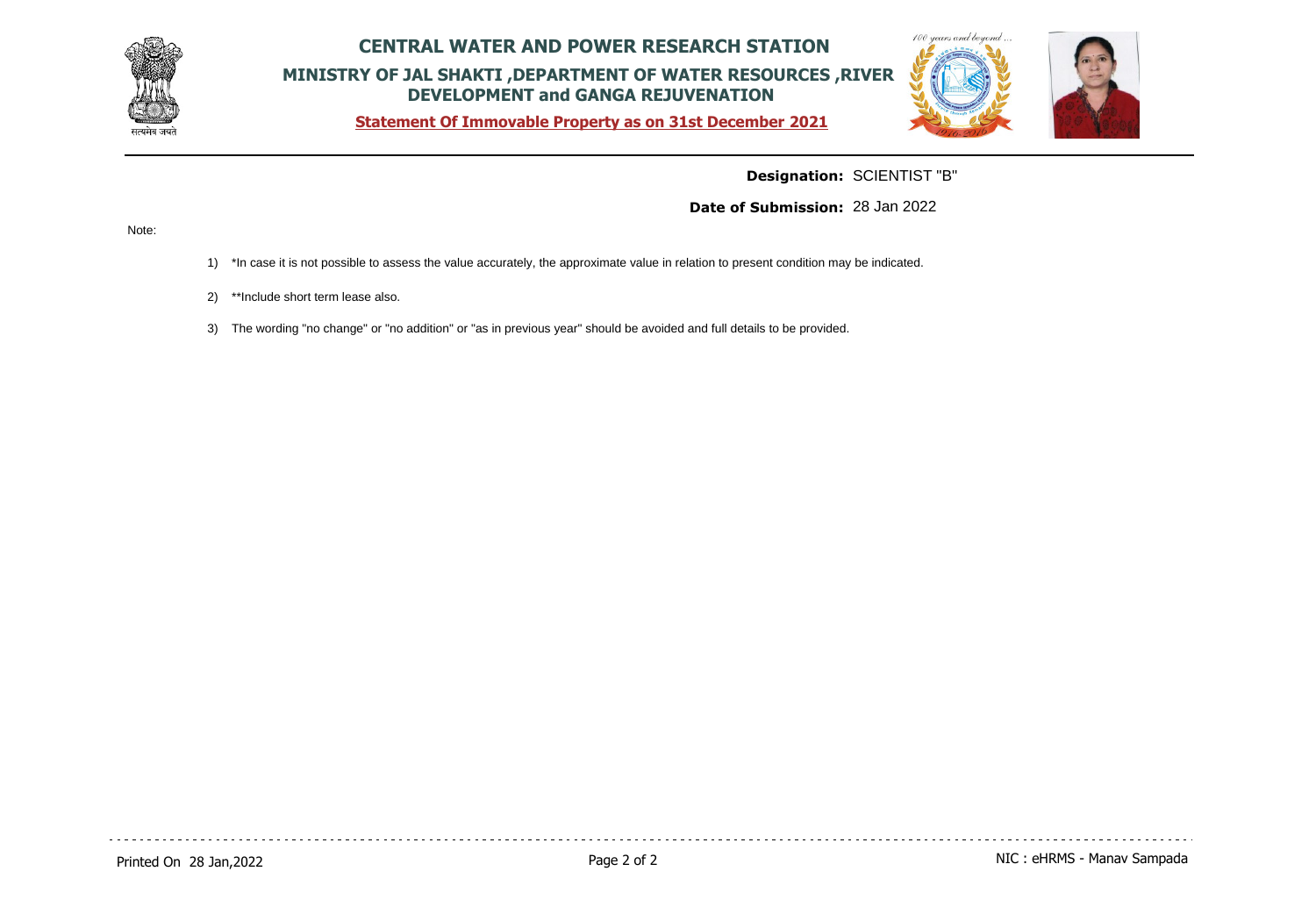# CENTRAL WATER AND POWER RESEARCH STATION

## MINISTRY OF JAL SHAKTI ,DEPARTMENT OF WATER RESOURCES ,RIVER DEVELOPMENT and GANGA REJUVENATION

**Statement Of Immovable Property as on 31st December 2021**

**Designation:** SCIENTIST "B"

**Date of Submission:** 28 Jan 2022

Note:

1) *In case it is not possible to assess the value accurately, the approximate value in relation to present condition may be indicated.

2) **Include short term lease also.

3) The wording "no change" or "no addition" or "as in previous year" should be avoided and full details to be provided.

Printed On 28 Jan,2022

NIC : eHRMS - Manav Sampada